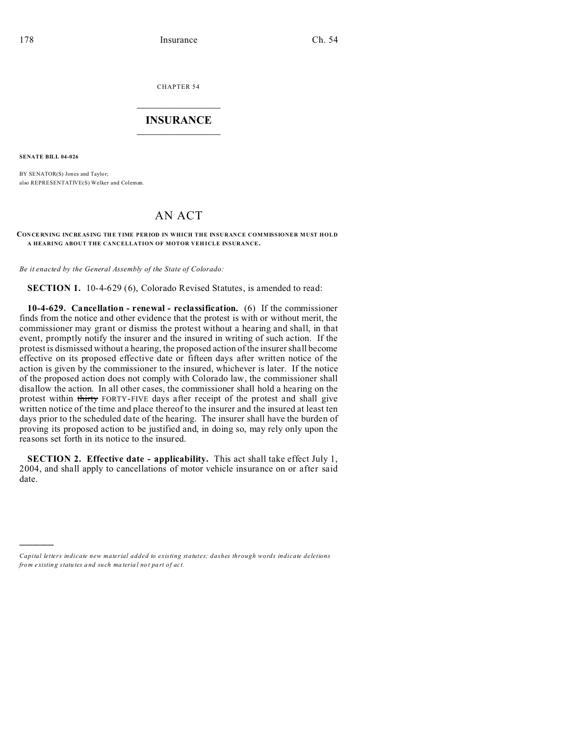CHAPTER 54

# INSURANCE

**SENATE BILL 04-026**

BY SENATOR(S) Jones and Taylor;
also REPRESENTATIVE(S) Welker and Coleman.

## AN ACT

**CONCERNING INCREASING THE TIME PERIOD IN WHICH THE INSURANCE COMMISSIONER MUST HOLD A HEARING ABOUT THE CANCELLATION OF MOTOR VEHICLE INSURANCE.**

*Be it enacted by the General Assembly of the State of Colorado:*

**SECTION 1.** 10-4-629 (6), Colorado Revised Statutes, is amended to read:

**10-4-629. Cancellation - renewal - reclassification.** (6) If the commissioner finds from the notice and other evidence that the protest is with or without merit, the commissioner may grant or dismiss the protest without a hearing and shall, in that event, promptly notify the insurer and the insured in writing of such action. If the protest is dismissed without a hearing, the proposed action of the insurer shall become effective on its proposed effective date or fifteen days after written notice of the action is given by the commissioner to the insured, whichever is later. If the notice of the proposed action does not comply with Colorado law, the commissioner shall disallow the action. In all other cases, the commissioner shall hold a hearing on the protest within ~~thirty~~ FORTY-FIVE days after receipt of the protest and shall give written notice of the time and place thereof to the insurer and the insured at least ten days prior to the scheduled date of the hearing. The insurer shall have the burden of proving its proposed action to be justified and, in doing so, may rely only upon the reasons set forth in its notice to the insured.

**SECTION 2. Effective date - applicability.** This act shall take effect July 1, 2004, and shall apply to cancellations of motor vehicle insurance on or after said date.

---

*Capital letters indicate new material added to existing statutes; dashes through words indicate deletions from existing statutes and such material not part of act.*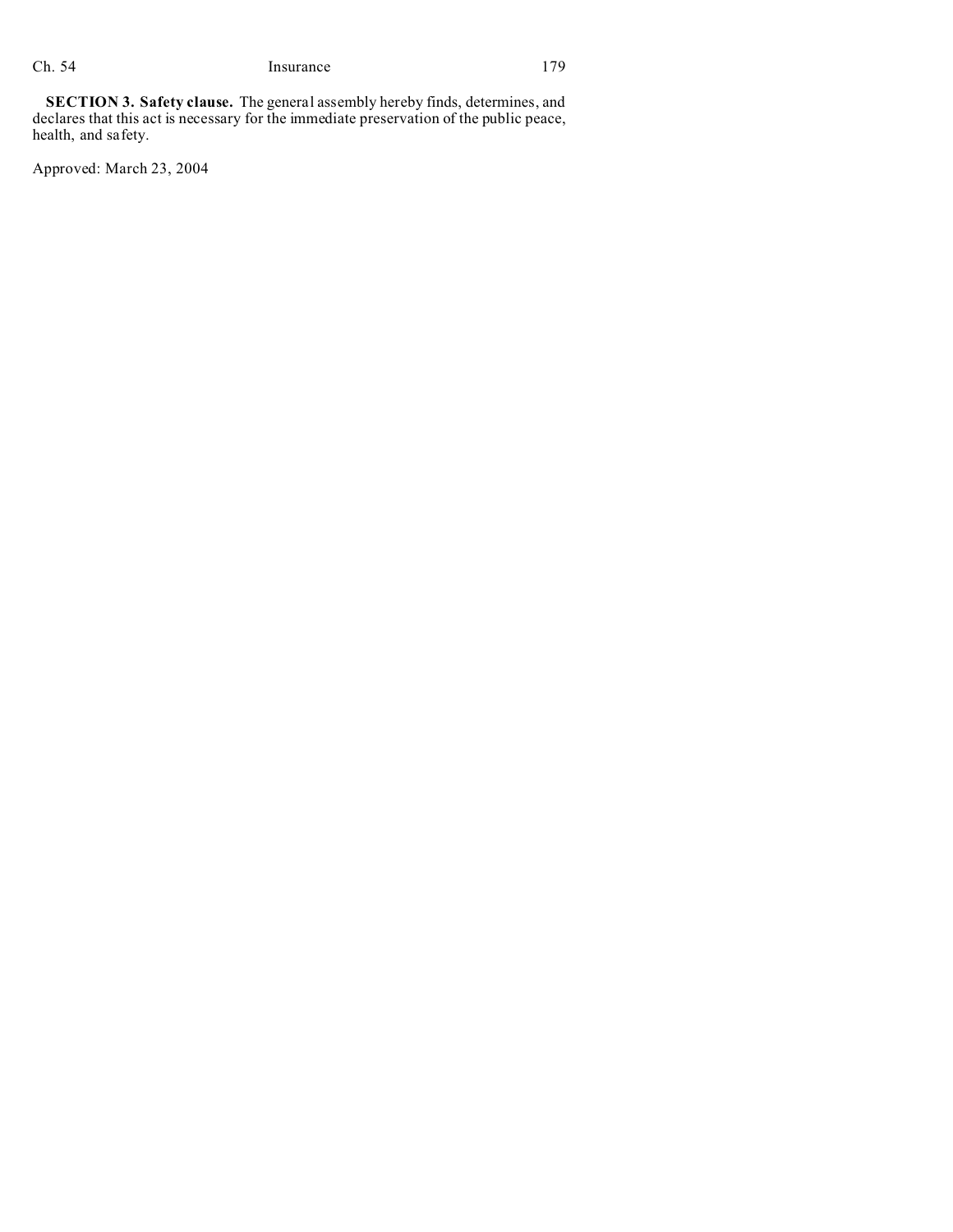**SECTION 3. Safety clause.** The general assembly hereby finds, determines, and declares that this act is necessary for the immediate preservation of the public peace, health, and safety.

Approved: March 23, 2004